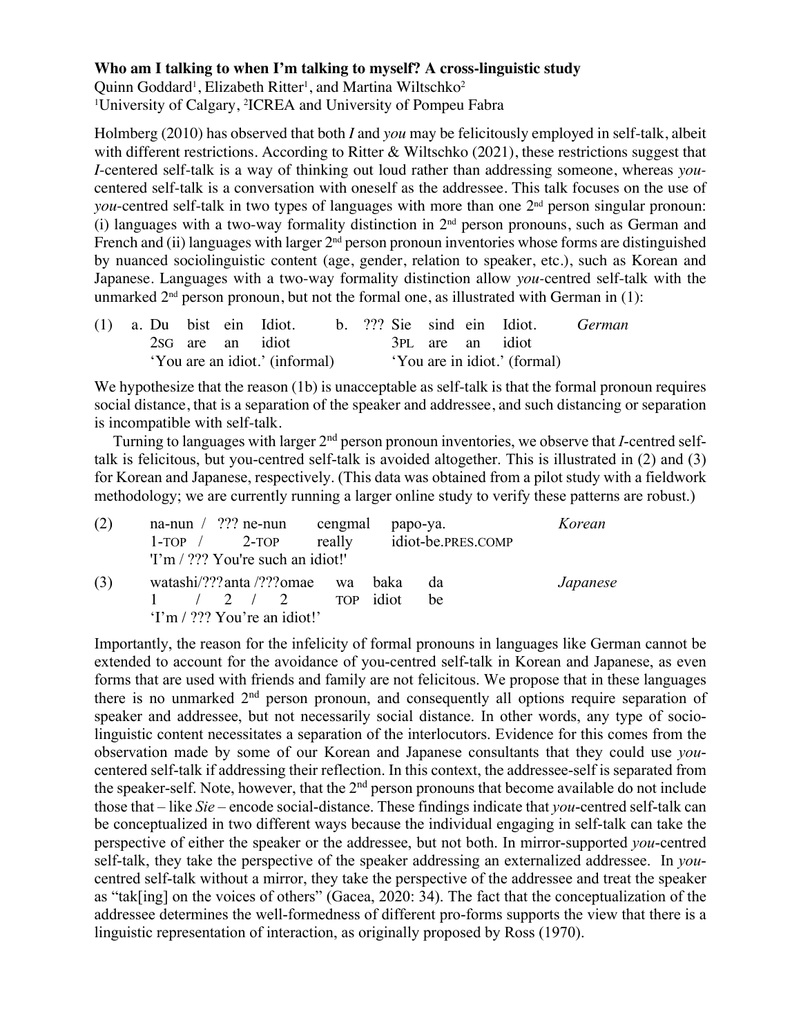**Who am I talking to when I'm talking to myself? A cross-linguistic study**

Quinn Goddard[1], Elizabeth Ritter[1], and Martina Wiltschko[2]

[1]University of Calgary, [2]ICREA and University of Pompeu Fabra

Holmberg (2010) has observed that both *I* and *you* may be felicitously employed in self-talk, albeit with different restrictions. According to Ritter & Wiltschko (2021), these restrictions suggest that *I*-centered self-talk is a way of thinking out loud rather than addressing someone, whereas *you*-centered self-talk is a conversation with oneself as the addressee. This talk focuses on the use of *you*-centred self-talk in two types of languages with more than one 2nd person singular pronoun: (i) languages with a two-way formality distinction in 2nd person pronouns, such as German and French and (ii) languages with larger 2nd person pronoun inventories whose forms are distinguished by nuanced sociolinguistic content (age, gender, relation to speaker, etc.), such as Korean and Japanese. Languages with a two-way formality distinction allow *you*-centred self-talk with the unmarked 2nd person pronoun, but not the formal one, as illustrated with German in (1):

(1) a. Du bist ein Idiot.  
   2SG are an idiot  
   'You are an idiot.' (informal)

   b. ??? Sie sind ein Idiot.  
   3PL are an idiot  
   'You are in idiot.' (formal)  
   *German*

We hypothesize that the reason (1b) is unacceptable as self-talk is that the formal pronoun requires social distance, that is a separation of the speaker and addressee, and such distancing or separation is incompatible with self-talk.

Turning to languages with larger 2nd person pronoun inventories, we observe that *I*-centred self-talk is felicitous, but you-centred self-talk is avoided altogether. This is illustrated in (2) and (3) for Korean and Japanese, respectively. (This data was obtained from a pilot study with a fieldwork methodology; we are currently running a larger online study to verify these patterns are robust.)

(2) na-nun / ??? ne-nun cengmal papo-ya.  
   1-TOP / 2-TOP really idiot-be.PRES.COMP  
   'I'm / ??? You're such an idiot!'  
   *Korean*

(3) watashi/???anta /???omae wa baka da  
   1 / 2 / 2 TOP idiot be  
   'I'm / ??? You're an idiot!'  
   *Japanese*

Importantly, the reason for the infelicity of formal pronouns in languages like German cannot be extended to account for the avoidance of you-centred self-talk in Korean and Japanese, as even forms that are used with friends and family are not felicitous. We propose that in these languages there is no unmarked 2nd person pronoun, and consequently all options require separation of speaker and addressee, but not necessarily social distance. In other words, any type of socio-linguistic content necessitates a separation of the interlocutors. Evidence for this comes from the observation made by some of our Korean and Japanese consultants that they could use *you*-centered self-talk if addressing their reflection. In this context, the addressee-self is separated from the speaker-self. Note, however, that the 2nd person pronouns that become available do not include those that – like *Sie* – encode social-distance. These findings indicate that *you*-centred self-talk can be conceptualized in two different ways because the individual engaging in self-talk can take the perspective of either the speaker or the addressee, but not both. In mirror-supported *you*-centred self-talk, they take the perspective of the speaker addressing an externalized addressee. In *you*-centred self-talk without a mirror, they take the perspective of the addressee and treat the speaker as "tak[ing] on the voices of others" (Gacea, 2020: 34). The fact that the conceptualization of the addressee determines the well-formedness of different pro-forms supports the view that there is a linguistic representation of interaction, as originally proposed by Ross (1970).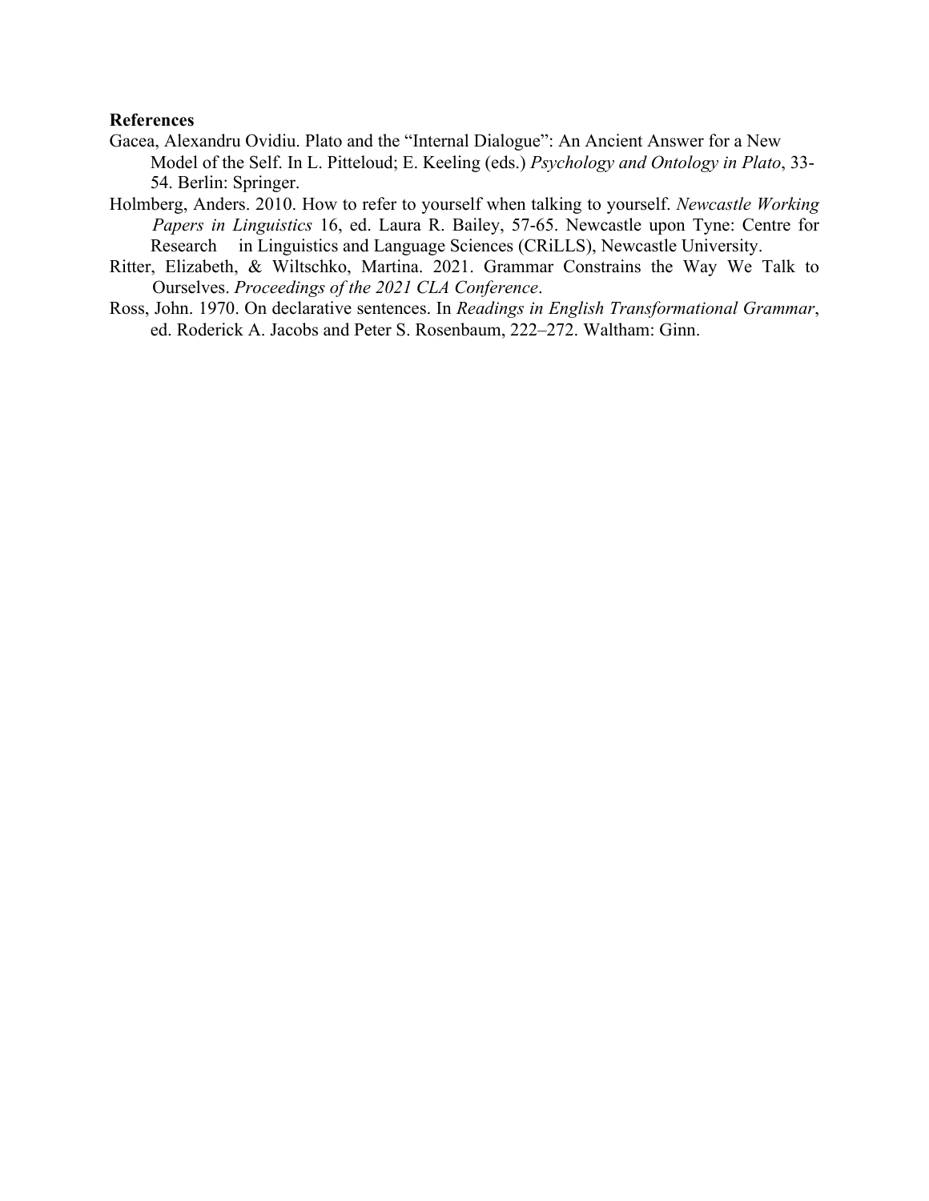**References**

Gacea, Alexandru Ovidiu. Plato and the "Internal Dialogue": An Ancient Answer for a New Model of the Self. In L. Pitteloud; E. Keeling (eds.) *Psychology and Ontology in Plato*, 33-54. Berlin: Springer.

Holmberg, Anders. 2010. How to refer to yourself when talking to yourself. *Newcastle Working Papers in Linguistics* 16, ed. Laura R. Bailey, 57-65. Newcastle upon Tyne: Centre for Research in Linguistics and Language Sciences (CRiLLS), Newcastle University.

Ritter, Elizabeth, & Wiltschko, Martina. 2021. Grammar Constrains the Way We Talk to Ourselves. *Proceedings of the 2021 CLA Conference*.

Ross, John. 1970. On declarative sentences. In *Readings in English Transformational Grammar*, ed. Roderick A. Jacobs and Peter S. Rosenbaum, 222–272. Waltham: Ginn.